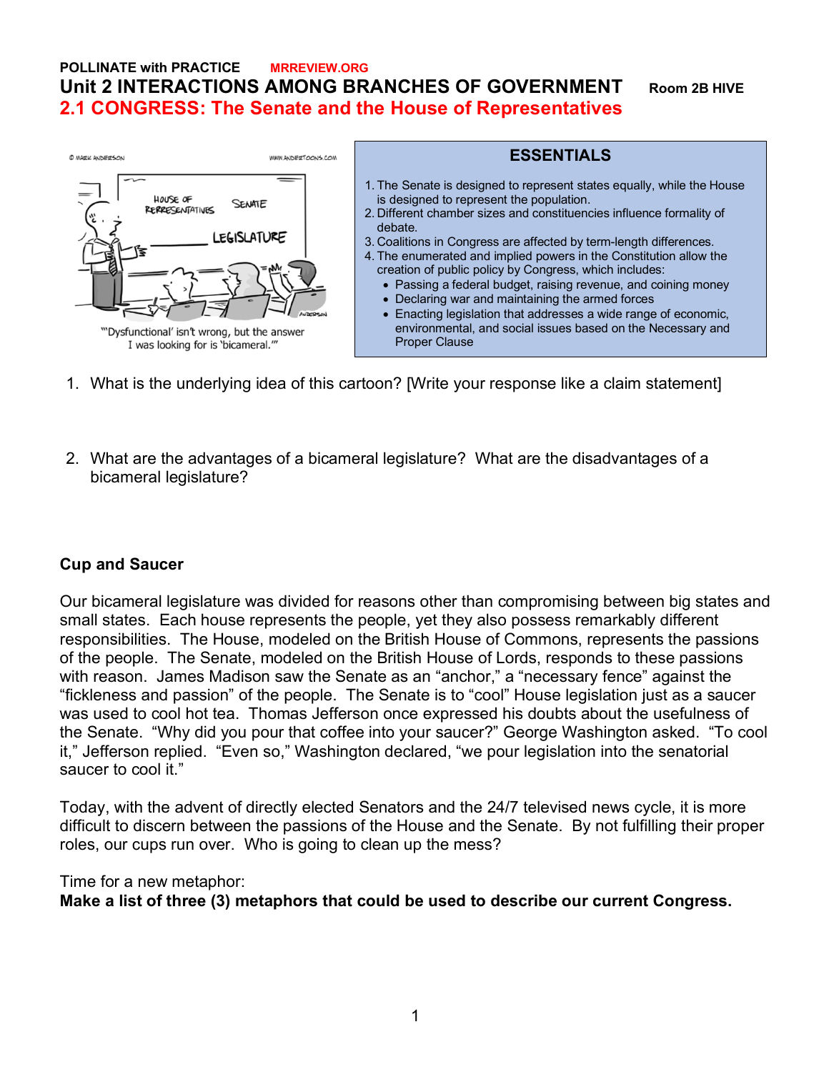**POLLINATE with PRACTICE** MRREVIEW.ORG

# Unit 2 INTERACTIONS AMONG BRANCHES OF GOVERNMENT Room 2B HIVE

## 2.1 CONGRESS: The Senate and the House of Representatives

"'Dysfunctional' isn't wrong, but the answer I was looking for is 'bicameral.'"

### ESSENTIALS

1. The Senate is designed to represent states equally, while the House is designed to represent the population.
2. Different chamber sizes and constituencies influence formality of debate.
3. Coalitions in Congress are affected by term-length differences.
4. The enumerated and implied powers in the Constitution allow the creation of public policy by Congress, which includes:
   - Passing a federal budget, raising revenue, and coining money
   - Declaring war and maintaining the armed forces
   - Enacting legislation that addresses a wide range of economic, environmental, and social issues based on the Necessary and Proper Clause

1. What is the underlying idea of this cartoon? [Write your response like a claim statement]

2. What are the advantages of a bicameral legislature? What are the disadvantages of a bicameral legislature?

**Cup and Saucer**

Our bicameral legislature was divided for reasons other than compromising between big states and small states. Each house represents the people, yet they also possess remarkably different responsibilities. The House, modeled on the British House of Commons, represents the passions of the people. The Senate, modeled on the British House of Lords, responds to these passions with reason. James Madison saw the Senate as an "anchor," a "necessary fence" against the "fickleness and passion" of the people. The Senate is to "cool" House legislation just as a saucer was used to cool hot tea. Thomas Jefferson once expressed his doubts about the usefulness of the Senate. "Why did you pour that coffee into your saucer?" George Washington asked. "To cool it," Jefferson replied. "Even so," Washington declared, "we pour legislation into the senatorial saucer to cool it."

Today, with the advent of directly elected Senators and the 24/7 televised news cycle, it is more difficult to discern between the passions of the House and the Senate. By not fulfilling their proper roles, our cups run over. Who is going to clean up the mess?

Time for a new metaphor:
**Make a list of three (3) metaphors that could be used to describe our current Congress.**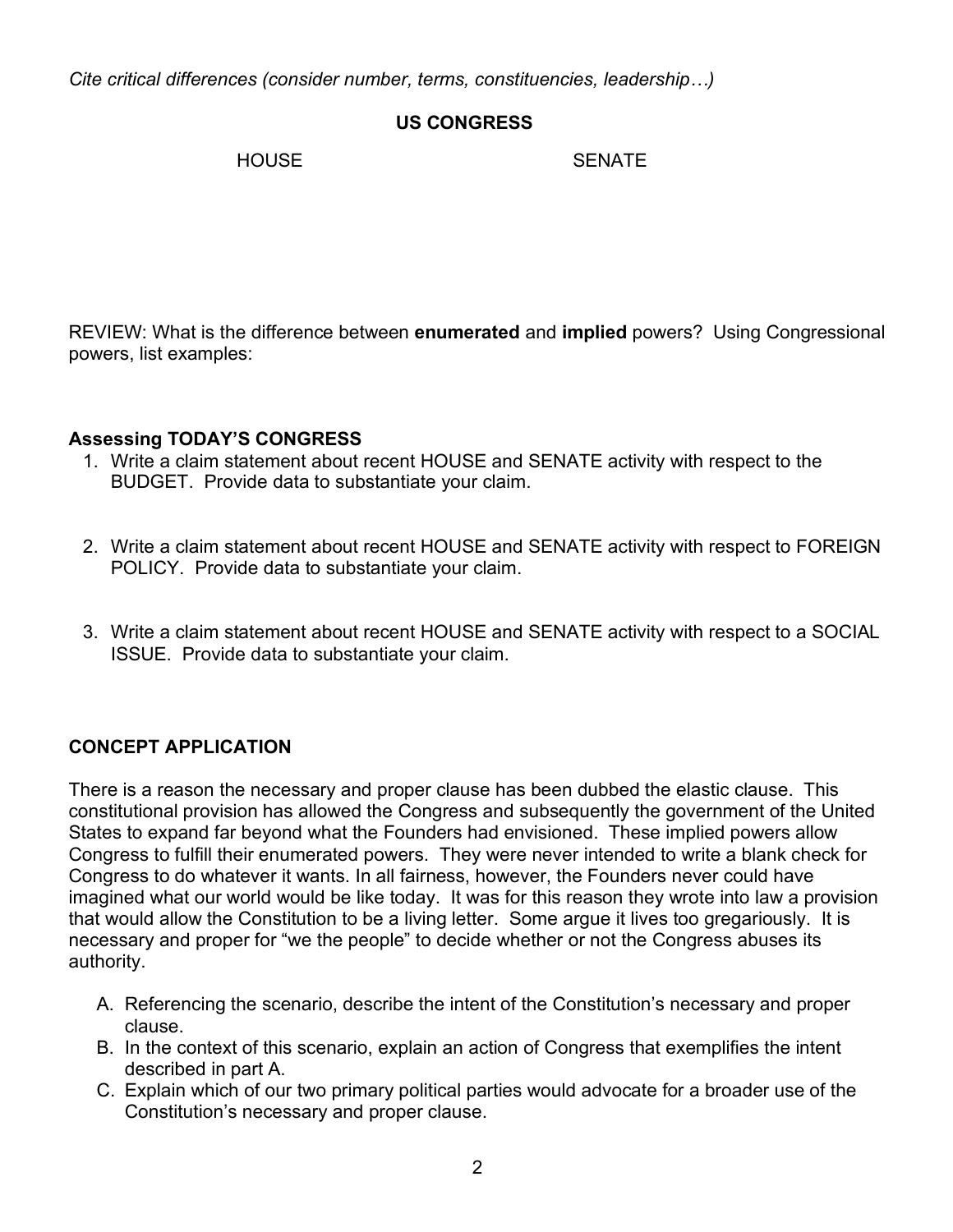*Cite critical differences (consider number, terms, constituencies, leadership…)*

**US CONGRESS**

| HOUSE | SENATE |
| --- | --- |
| | |

REVIEW: What is the difference between **enumerated** and **implied** powers? Using Congressional powers, list examples:

**Assessing TODAY'S CONGRESS**

1. Write a claim statement about recent HOUSE and SENATE activity with respect to the BUDGET. Provide data to substantiate your claim.

2. Write a claim statement about recent HOUSE and SENATE activity with respect to FOREIGN POLICY. Provide data to substantiate your claim.

3. Write a claim statement about recent HOUSE and SENATE activity with respect to a SOCIAL ISSUE. Provide data to substantiate your claim.

**CONCEPT APPLICATION**

There is a reason the necessary and proper clause has been dubbed the elastic clause. This constitutional provision has allowed the Congress and subsequently the government of the United States to expand far beyond what the Founders had envisioned. These implied powers allow Congress to fulfill their enumerated powers. They were never intended to write a blank check for Congress to do whatever it wants. In all fairness, however, the Founders never could have imagined what our world would be like today. It was for this reason they wrote into law a provision that would allow the Constitution to be a living letter. Some argue it lives too gregariously. It is necessary and proper for "we the people" to decide whether or not the Congress abuses its authority.

A. Referencing the scenario, describe the intent of the Constitution's necessary and proper clause.
B. In the context of this scenario, explain an action of Congress that exemplifies the intent described in part A.
C. Explain which of our two primary political parties would advocate for a broader use of the Constitution's necessary and proper clause.